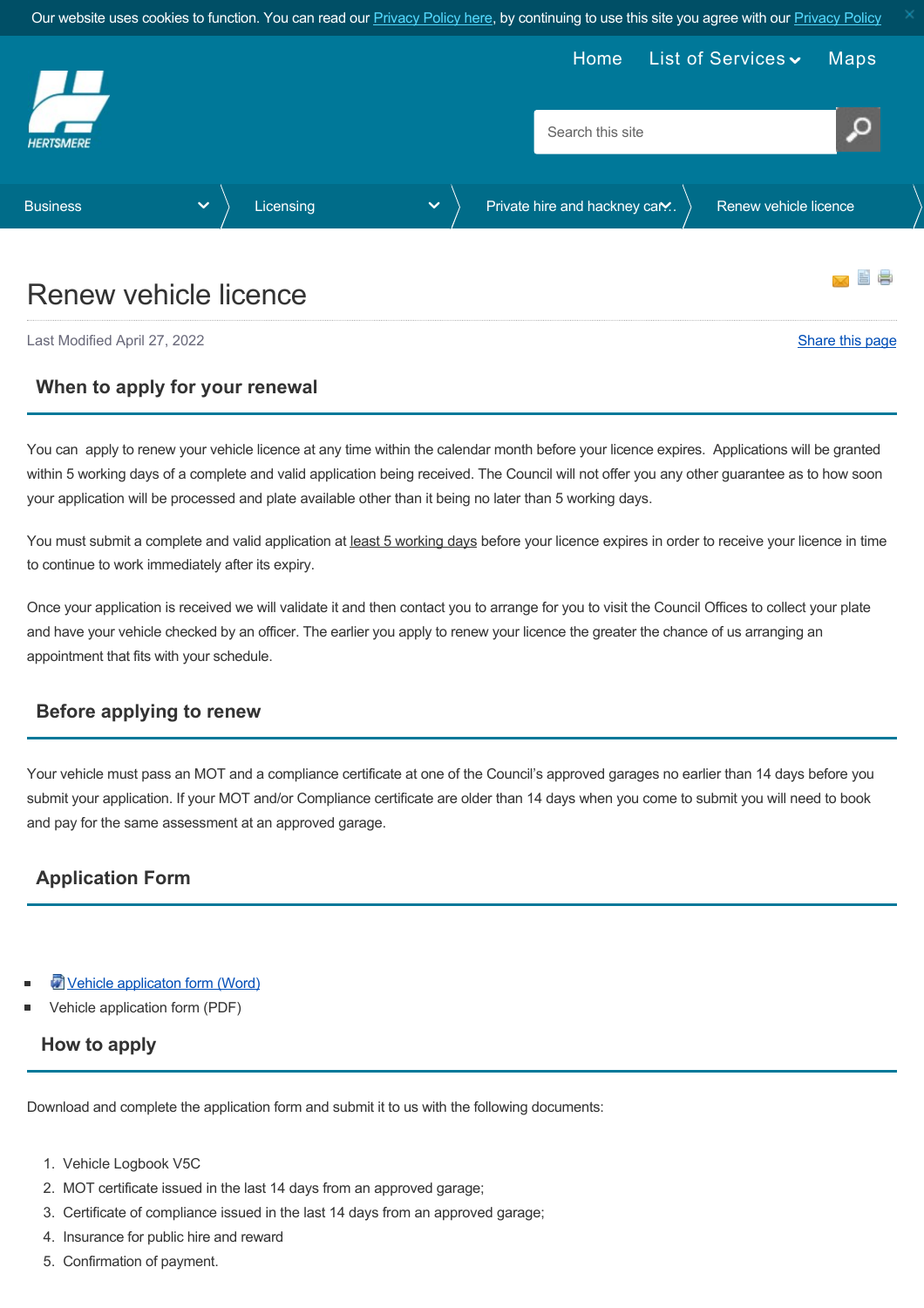# Renew vehicle licence

Last Modified April 27, 2022

Share this page

## When to apply for your renewal

You can apply to renew your vehicle licence at any time within the calendar month before your licence expires. Applications will be granted within 5 working days of a complete and valid application being received. The Council will not offer you any other guarantee as to how soon your application will be processed and plate available other than it being no later than 5 working days.

You must submit a complete and valid application at least 5 working days before your licence expires in order to receive your licence in time to continue to work immediately after its expiry.

Once your application is received we will validate it and then contact you to arrange for you to visit the Council Offices to collect your plate and have your vehicle checked by an officer. The earlier you apply to renew your licence the greater the chance of us arranging an appointment that fits with your schedule.

## Before applying to renew

Your vehicle must pass an MOT and a compliance certificate at one of the Council's approved garages no earlier than 14 days before you submit your application. If your MOT and/or Compliance certificate are older than 14 days when you come to submit you will need to book and pay for the same assessment at an approved garage.

## Application Form

- Vehicle applicaton form (Word)
- Vehicle application form (PDF)

## How to apply

Download and complete the application form and submit it to us with the following documents:

1. Vehicle Logbook V5C
2. MOT certificate issued in the last 14 days from an approved garage;
3. Certificate of compliance issued in the last 14 days from an approved garage;
4. Insurance for public hire and reward
5. Confirmation of payment.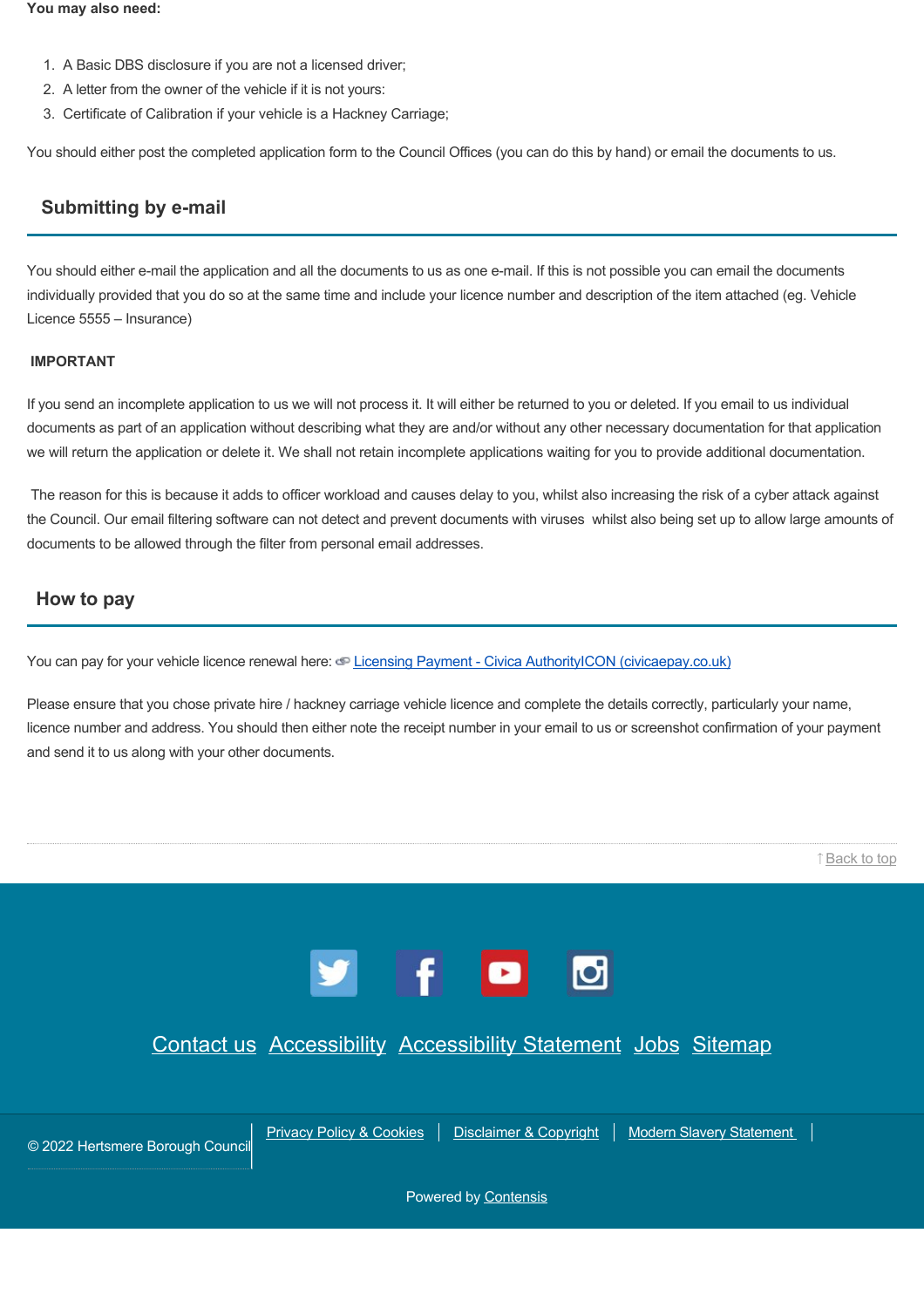**You may also need:**

1. A Basic DBS disclosure if you are not a licensed driver;
2. A letter from the owner of the vehicle if it is not yours:
3. Certificate of Calibration if your vehicle is a Hackney Carriage;

You should either post the completed application form to the Council Offices (you can do this by hand) or email the documents to us.

## Submitting by e-mail

You should either e-mail the application and all the documents to us as one e-mail. If this is not possible you can email the documents individually provided that you do so at the same time and include your licence number and description of the item attached (eg. Vehicle Licence 5555 – Insurance)

**IMPORTANT**

If you send an incomplete application to us we will not process it. It will either be returned to you or deleted. If you email to us individual documents as part of an application without describing what they are and/or without any other necessary documentation for that application we will return the application or delete it. We shall not retain incomplete applications waiting for you to provide additional documentation.

The reason for this is because it adds to officer workload and causes delay to you, whilst also increasing the risk of a cyber attack against the Council. Our email filtering software can not detect and prevent documents with viruses whilst also being set up to allow large amounts of documents to be allowed through the filter from personal email addresses.

## How to pay

You can pay for your vehicle licence renewal here: Licensing Payment - Civica AuthorityICON (civicaepay.co.uk)

Please ensure that you chose private hire / hackney carriage vehicle licence and complete the details correctly, particularly your name, licence number and address. You should then either note the receipt number in your email to us or screenshot confirmation of your payment and send it to us along with your other documents.

↑ Back to top

Contact us Accessibility Accessibility Statement Jobs Sitemap

© 2022 Hertsmere Borough Council | Privacy Policy & Cookies | Disclaimer & Copyright | Modern Slavery Statement |

Powered by Contensis